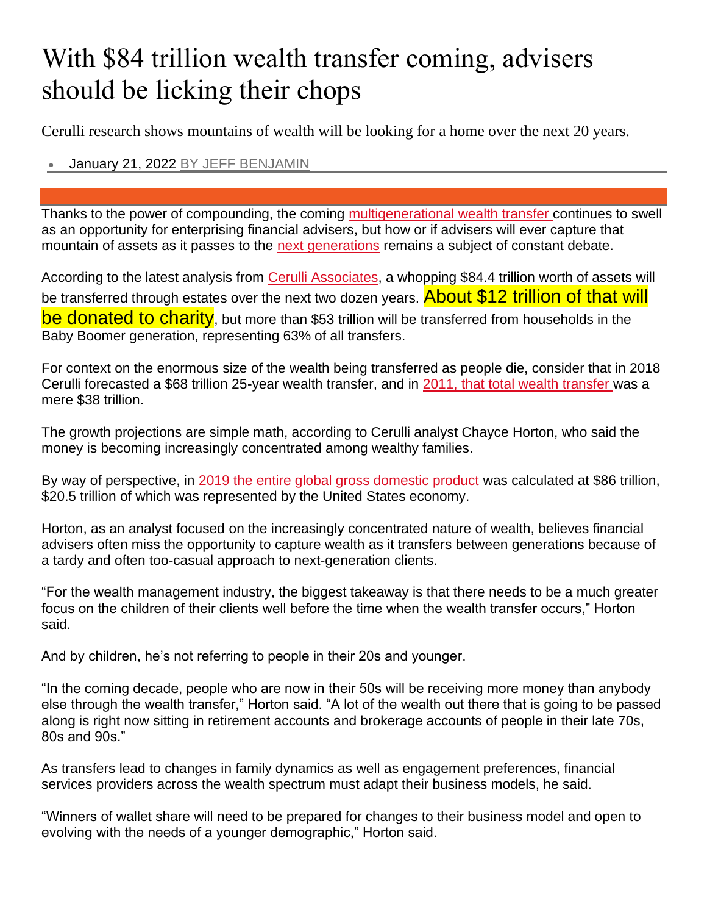# With $84 trillion wealth transfer coming, advisers should be licking their chops

Cerulli research shows mountains of wealth will be looking for a home over the next 20 years.

- January 21, 2022 BY JEFF BENJAMIN

Thanks to the power of compounding, the coming multigenerational wealth transfer continues to swell as an opportunity for enterprising financial advisers, but how or if advisers will ever capture that mountain of assets as it passes to the next generations remains a subject of constant debate.

According to the latest analysis from Cerulli Associates, a whopping $84.4 trillion worth of assets will be transferred through estates over the next two dozen years. About $12 trillion of that will be donated to charity, but more than $53 trillion will be transferred from households in the Baby Boomer generation, representing 63% of all transfers.

For context on the enormous size of the wealth being transferred as people die, consider that in 2018 Cerulli forecasted a $68 trillion 25-year wealth transfer, and in 2011, that total wealth transfer was a mere $38 trillion.

The growth projections are simple math, according to Cerulli analyst Chayce Horton, who said the money is becoming increasingly concentrated among wealthy families.

By way of perspective, in 2019 the entire global gross domestic product was calculated at $86 trillion, $20.5 trillion of which was represented by the United States economy.

Horton, as an analyst focused on the increasingly concentrated nature of wealth, believes financial advisers often miss the opportunity to capture wealth as it transfers between generations because of a tardy and often too-casual approach to next-generation clients.

"For the wealth management industry, the biggest takeaway is that there needs to be a much greater focus on the children of their clients well before the time when the wealth transfer occurs," Horton said.

And by children, he's not referring to people in their 20s and younger.

"In the coming decade, people who are now in their 50s will be receiving more money than anybody else through the wealth transfer," Horton said. "A lot of the wealth out there that is going to be passed along is right now sitting in retirement accounts and brokerage accounts of people in their late 70s, 80s and 90s."

As transfers lead to changes in family dynamics as well as engagement preferences, financial services providers across the wealth spectrum must adapt their business models, he said.

"Winners of wallet share will need to be prepared for changes to their business model and open to evolving with the needs of a younger demographic," Horton said.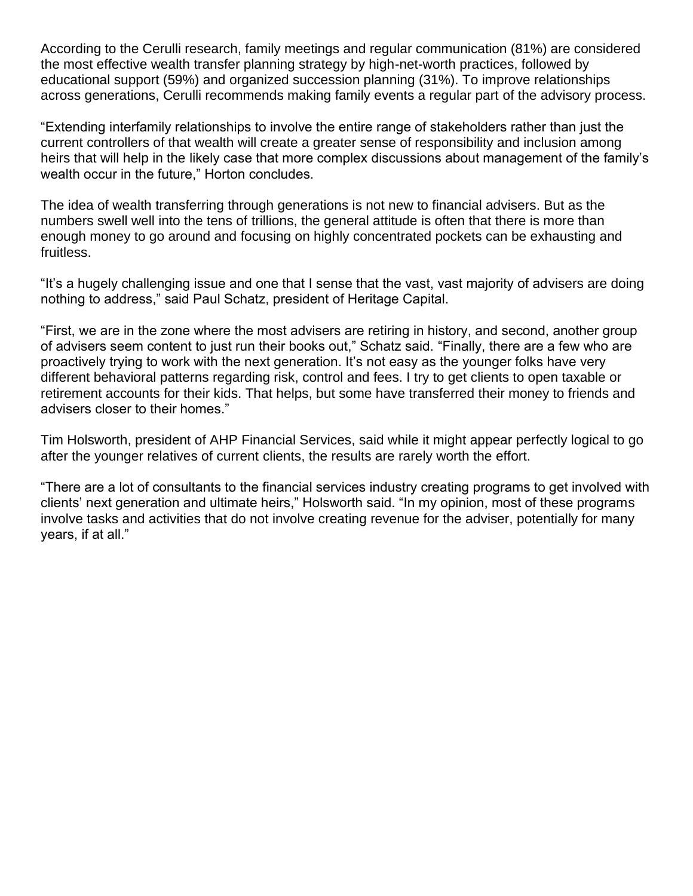According to the Cerulli research, family meetings and regular communication (81%) are considered the most effective wealth transfer planning strategy by high-net-worth practices, followed by educational support (59%) and organized succession planning (31%). To improve relationships across generations, Cerulli recommends making family events a regular part of the advisory process.

"Extending interfamily relationships to involve the entire range of stakeholders rather than just the current controllers of that wealth will create a greater sense of responsibility and inclusion among heirs that will help in the likely case that more complex discussions about management of the family's wealth occur in the future," Horton concludes.

The idea of wealth transferring through generations is not new to financial advisers. But as the numbers swell well into the tens of trillions, the general attitude is often that there is more than enough money to go around and focusing on highly concentrated pockets can be exhausting and fruitless.

"It's a hugely challenging issue and one that I sense that the vast, vast majority of advisers are doing nothing to address," said Paul Schatz, president of Heritage Capital.

"First, we are in the zone where the most advisers are retiring in history, and second, another group of advisers seem content to just run their books out," Schatz said. "Finally, there are a few who are proactively trying to work with the next generation. It's not easy as the younger folks have very different behavioral patterns regarding risk, control and fees. I try to get clients to open taxable or retirement accounts for their kids. That helps, but some have transferred their money to friends and advisers closer to their homes."

Tim Holsworth, president of AHP Financial Services, said while it might appear perfectly logical to go after the younger relatives of current clients, the results are rarely worth the effort.

"There are a lot of consultants to the financial services industry creating programs to get involved with clients' next generation and ultimate heirs," Holsworth said. "In my opinion, most of these programs involve tasks and activities that do not involve creating revenue for the adviser, potentially for many years, if at all."